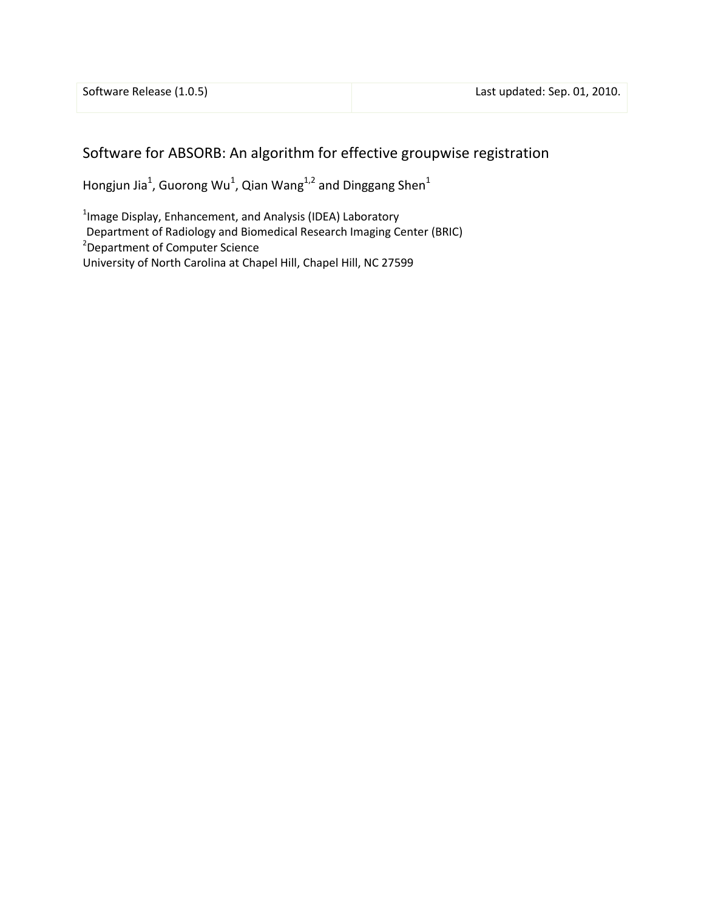| Software Release (1.0.5) | Last updated: Sep. 01, 2010. |
| --- | --- |

# Software for ABSORB: An algorithm for effective groupwise registration

Hongjun Jia[1], Guorong Wu[1], Qian Wang[1,2] and Dinggang Shen[1]

[1]Image Display, Enhancement, and Analysis (IDEA) Laboratory
Department of Radiology and Biomedical Research Imaging Center (BRIC)
[2]Department of Computer Science
University of North Carolina at Chapel Hill, Chapel Hill, NC 27599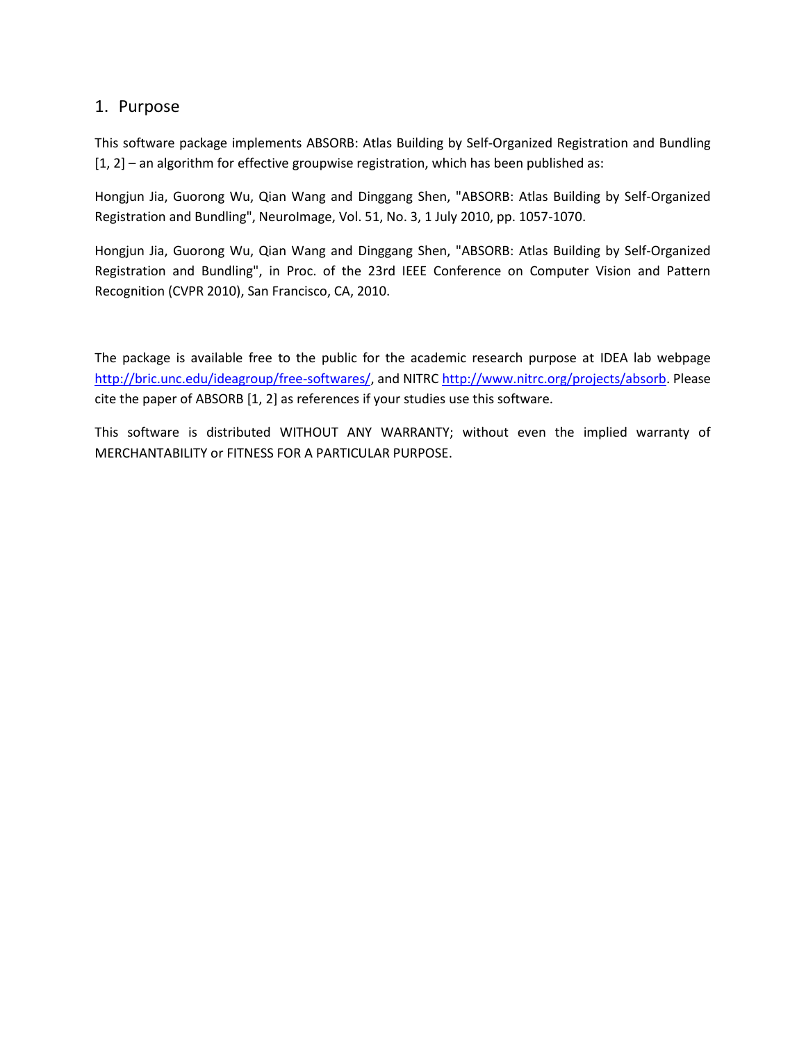# 1. Purpose

This software package implements ABSORB: Atlas Building by Self-Organized Registration and Bundling [1, 2] – an algorithm for effective groupwise registration, which has been published as:

Hongjun Jia, Guorong Wu, Qian Wang and Dinggang Shen, "ABSORB: Atlas Building by Self-Organized Registration and Bundling", NeuroImage, Vol. 51, No. 3, 1 July 2010, pp. 1057-1070.

Hongjun Jia, Guorong Wu, Qian Wang and Dinggang Shen, "ABSORB: Atlas Building by Self-Organized Registration and Bundling", in Proc. of the 23rd IEEE Conference on Computer Vision and Pattern Recognition (CVPR 2010), San Francisco, CA, 2010.

The package is available free to the public for the academic research purpose at IDEA lab webpage [http://bric.unc.edu/ideagroup/free-softwares/](http://bric.unc.edu/ideagroup/free-softwares/), and NITRC [http://www.nitrc.org/projects/absorb](http://www.nitrc.org/projects/absorb). Please cite the paper of ABSORB [1, 2] as references if your studies use this software.

This software is distributed WITHOUT ANY WARRANTY; without even the implied warranty of MERCHANTABILITY or FITNESS FOR A PARTICULAR PURPOSE.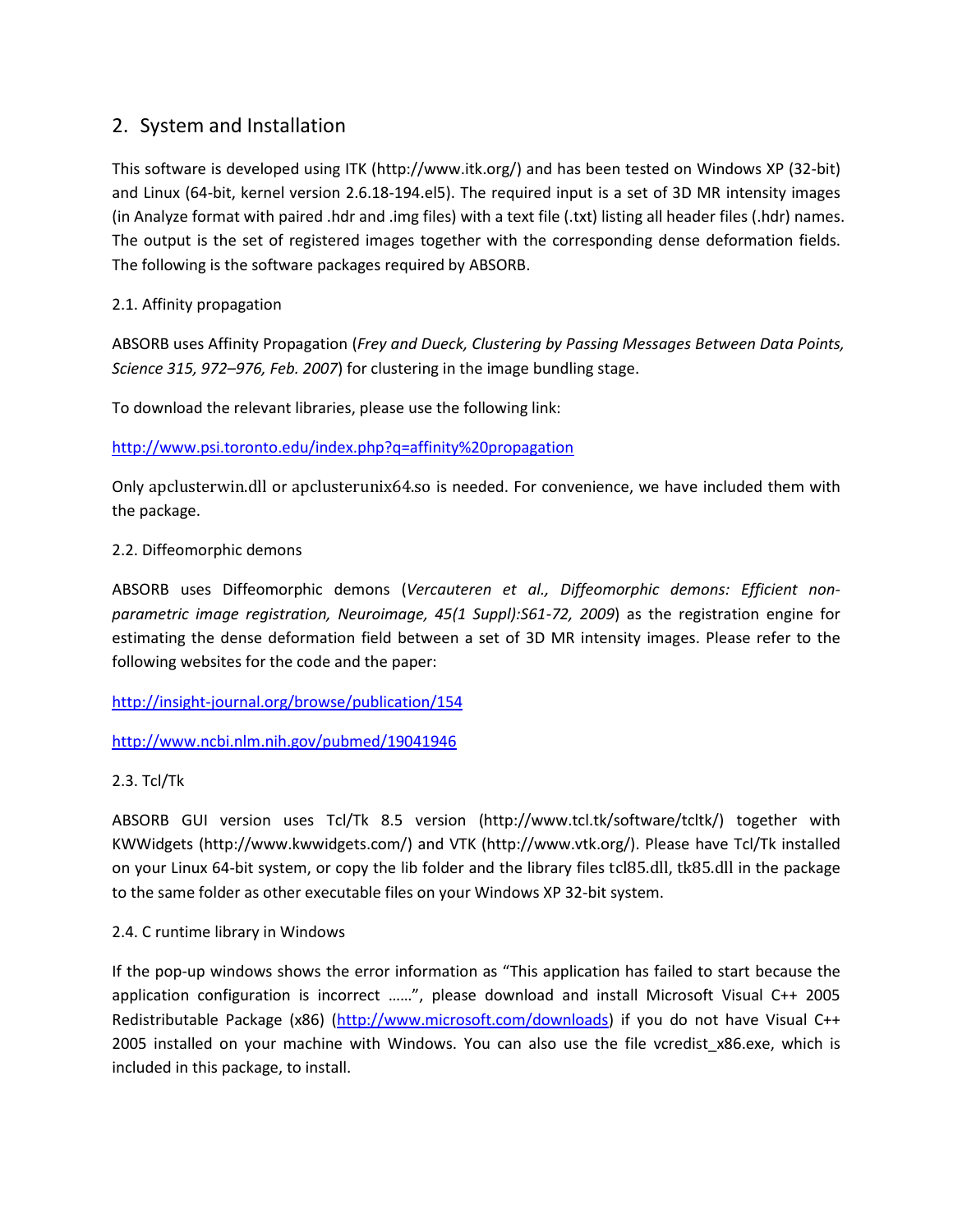## 2. System and Installation

This software is developed using ITK (http://www.itk.org/) and has been tested on Windows XP (32-bit) and Linux (64-bit, kernel version 2.6.18-194.el5). The required input is a set of 3D MR intensity images (in Analyze format with paired .hdr and .img files) with a text file (.txt) listing all header files (.hdr) names. The output is the set of registered images together with the corresponding dense deformation fields. The following is the software packages required by ABSORB.

### 2.1. Affinity propagation

ABSORB uses Affinity Propagation (*Frey and Dueck, Clustering by Passing Messages Between Data Points, Science 315, 972–976, Feb. 2007*) for clustering in the image bundling stage.

To download the relevant libraries, please use the following link:

http://www.psi.toronto.edu/index.php?q=affinity%20propagation

Only apclusterwin.dll or apclusterunix64.so is needed. For convenience, we have included them with the package.

### 2.2. Diffeomorphic demons

ABSORB uses Diffeomorphic demons (*Vercauteren et al., Diffeomorphic demons: Efficient non-parametric image registration, Neuroimage, 45(1 Suppl):S61-72, 2009*) as the registration engine for estimating the dense deformation field between a set of 3D MR intensity images. Please refer to the following websites for the code and the paper:

http://insight-journal.org/browse/publication/154

http://www.ncbi.nlm.nih.gov/pubmed/19041946

### 2.3. Tcl/Tk

ABSORB GUI version uses Tcl/Tk 8.5 version (http://www.tcl.tk/software/tcltk/) together with KWWidgets (http://www.kwwidgets.com/) and VTK (http://www.vtk.org/). Please have Tcl/Tk installed on your Linux 64-bit system, or copy the lib folder and the library files tcl85.dll, tk85.dll in the package to the same folder as other executable files on your Windows XP 32-bit system.

### 2.4. C runtime library in Windows

If the pop-up windows shows the error information as “This application has failed to start because the application configuration is incorrect ……”, please download and install Microsoft Visual C++ 2005 Redistributable Package (x86) (http://www.microsoft.com/downloads) if you do not have Visual C++ 2005 installed on your machine with Windows. You can also use the file vcredist_x86.exe, which is included in this package, to install.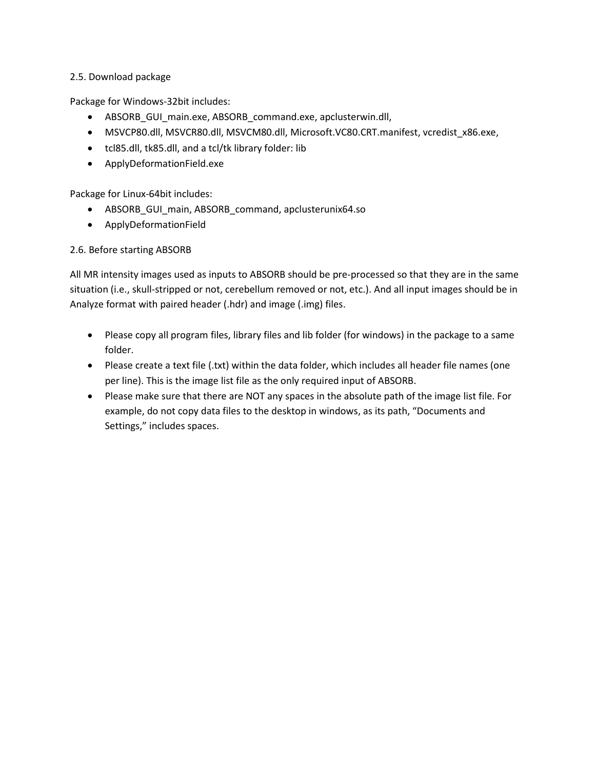## 2.5. Download package

Package for Windows-32bit includes:

- ABSORB_GUI_main.exe, ABSORB_command.exe, apclusterwin.dll,
- MSVCP80.dll, MSVCR80.dll, MSVCM80.dll, Microsoft.VC80.CRT.manifest, vcredist_x86.exe,
- tcl85.dll, tk85.dll, and a tcl/tk library folder: lib
- ApplyDeformationField.exe

Package for Linux-64bit includes:

- ABSORB_GUI_main, ABSORB_command, apclusterunix64.so
- ApplyDeformationField

## 2.6. Before starting ABSORB

All MR intensity images used as inputs to ABSORB should be pre-processed so that they are in the same situation (i.e., skull-stripped or not, cerebellum removed or not, etc.). And all input images should be in Analyze format with paired header (.hdr) and image (.img) files.

- Please copy all program files, library files and lib folder (for windows) in the package to a same folder.
- Please create a text file (.txt) within the data folder, which includes all header file names (one per line). This is the image list file as the only required input of ABSORB.
- Please make sure that there are NOT any spaces in the absolute path of the image list file. For example, do not copy data files to the desktop in windows, as its path, "Documents and Settings," includes spaces.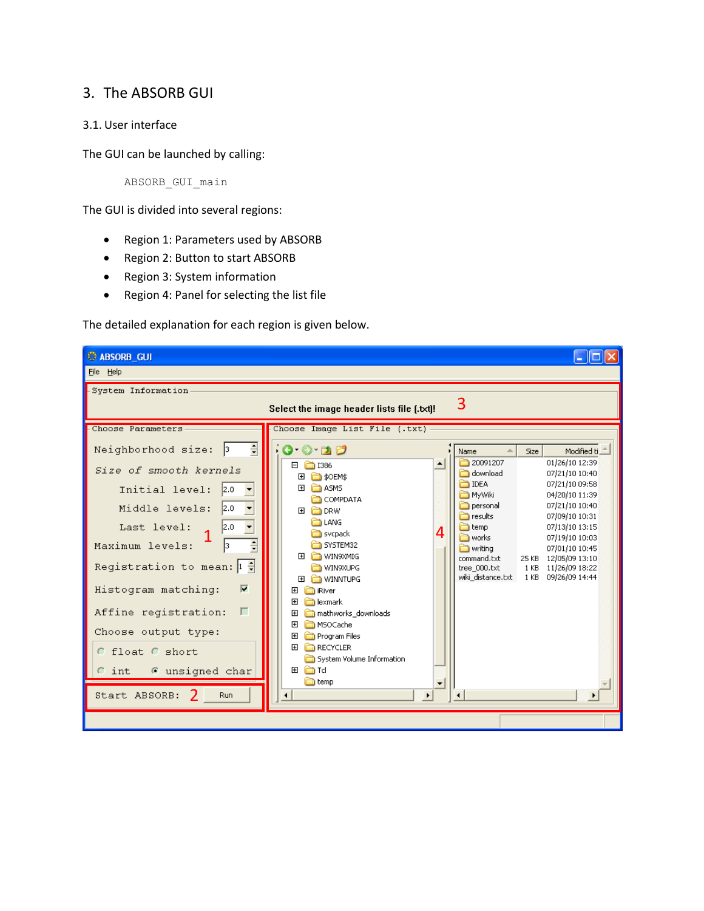# 3. The ABSORB GUI

## 3.1. User interface

The GUI can be launched by calling:

```
ABSORB_GUI_main
```

The GUI is divided into several regions:

- Region 1: Parameters used by ABSORB
- Region 2: Button to start ABSORB
- Region 3: System information
- Region 4: Panel for selecting the list file

The detailed explanation for each region is given below.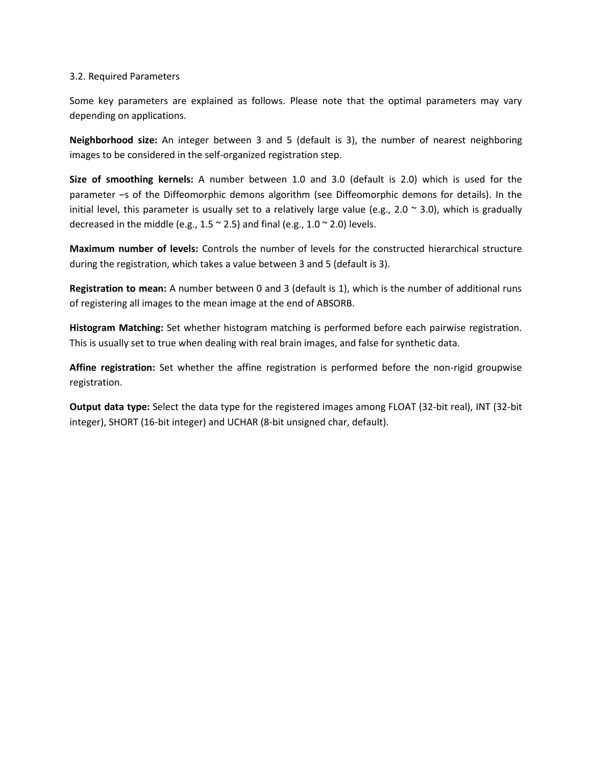## 3.2. Required Parameters

Some key parameters are explained as follows. Please note that the optimal parameters may vary depending on applications.

**Neighborhood size:** An integer between 3 and 5 (default is 3), the number of nearest neighboring images to be considered in the self-organized registration step.

**Size of smoothing kernels:** A number between 1.0 and 3.0 (default is 2.0) which is used for the parameter –s of the Diffeomorphic demons algorithm (see Diffeomorphic demons for details). In the initial level, this parameter is usually set to a relatively large value (e.g., 2.0 ~ 3.0), which is gradually decreased in the middle (e.g., 1.5 ~ 2.5) and final (e.g., 1.0 ~ 2.0) levels.

**Maximum number of levels:** Controls the number of levels for the constructed hierarchical structure during the registration, which takes a value between 3 and 5 (default is 3).

**Registration to mean:** A number between 0 and 3 (default is 1), which is the number of additional runs of registering all images to the mean image at the end of ABSORB.

**Histogram Matching:** Set whether histogram matching is performed before each pairwise registration. This is usually set to true when dealing with real brain images, and false for synthetic data.

**Affine registration:** Set whether the affine registration is performed before the non-rigid groupwise registration.

**Output data type:** Select the data type for the registered images among FLOAT (32-bit real), INT (32-bit integer), SHORT (16-bit integer) and UCHAR (8-bit unsigned char, default).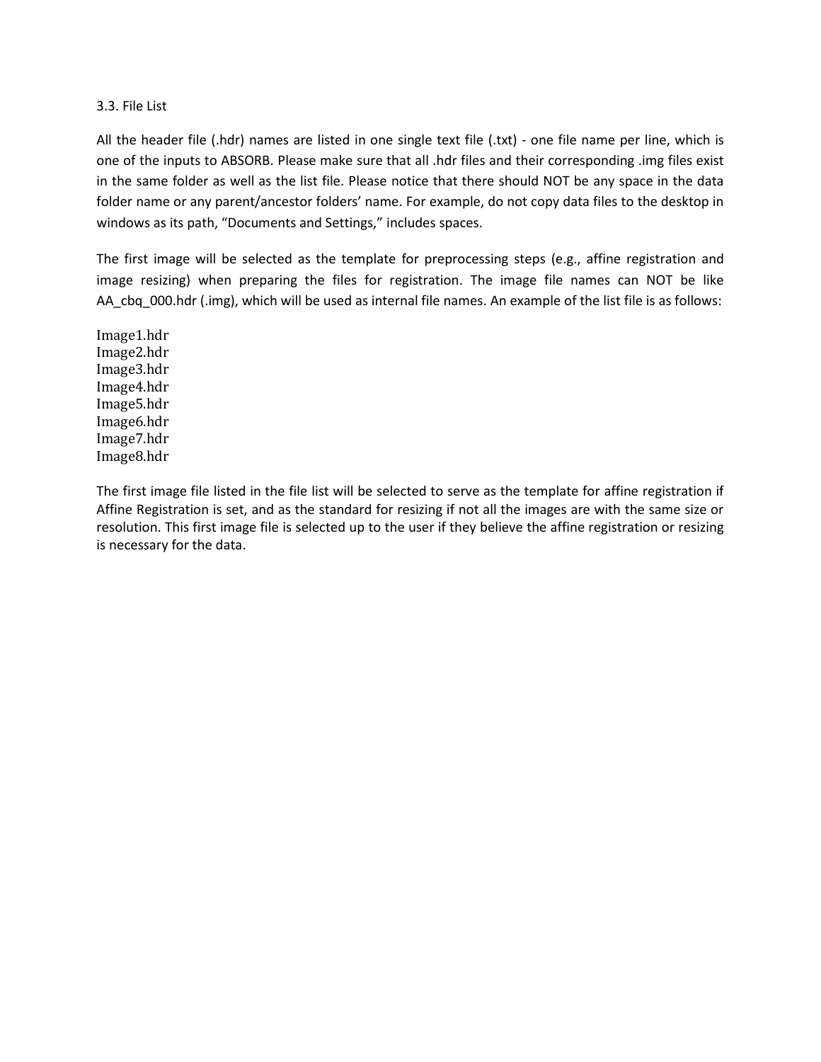### 3.3. File List

All the header file (.hdr) names are listed in one single text file (.txt) - one file name per line, which is one of the inputs to ABSORB. Please make sure that all .hdr files and their corresponding .img files exist in the same folder as well as the list file. Please notice that there should NOT be any space in the data folder name or any parent/ancestor folders' name. For example, do not copy data files to the desktop in windows as its path, "Documents and Settings," includes spaces.

The first image will be selected as the template for preprocessing steps (e.g., affine registration and image resizing) when preparing the files for registration. The image file names can NOT be like AA_cbq_000.hdr (.img), which will be used as internal file names. An example of the list file is as follows:

```
Image1.hdr
Image2.hdr
Image3.hdr
Image4.hdr
Image5.hdr
Image6.hdr
Image7.hdr
Image8.hdr
```

The first image file listed in the file list will be selected to serve as the template for affine registration if Affine Registration is set, and as the standard for resizing if not all the images are with the same size or resolution. This first image file is selected up to the user if they believe the affine registration or resizing is necessary for the data.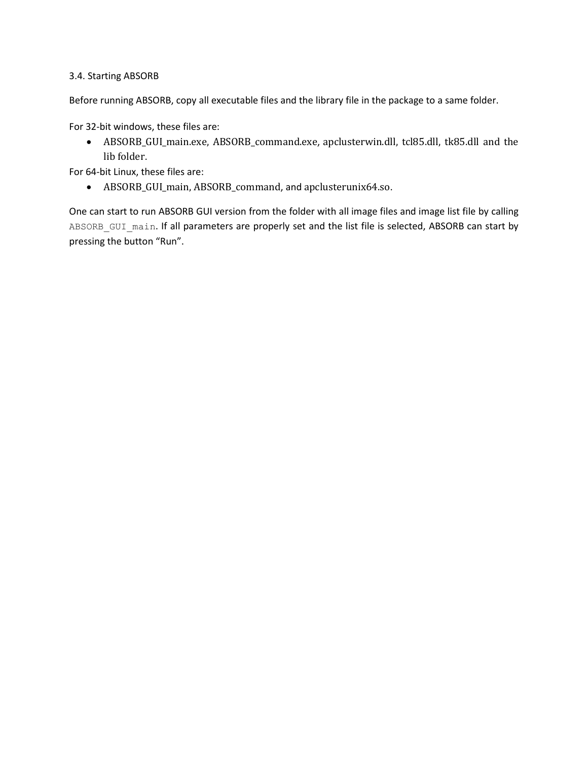### 3.4. Starting ABSORB

Before running ABSORB, copy all executable files and the library file in the package to a same folder.

For 32-bit windows, these files are:

- ABSORB_GUI_main.exe, ABSORB_command.exe, apclusterwin.dll, tcl85.dll, tk85.dll and the lib folder.

For 64-bit Linux, these files are:

- ABSORB_GUI_main, ABSORB_command, and apclusterunix64.so.

One can start to run ABSORB GUI version from the folder with all image files and image list file by calling `ABSORB_GUI_main`. If all parameters are properly set and the list file is selected, ABSORB can start by pressing the button "Run".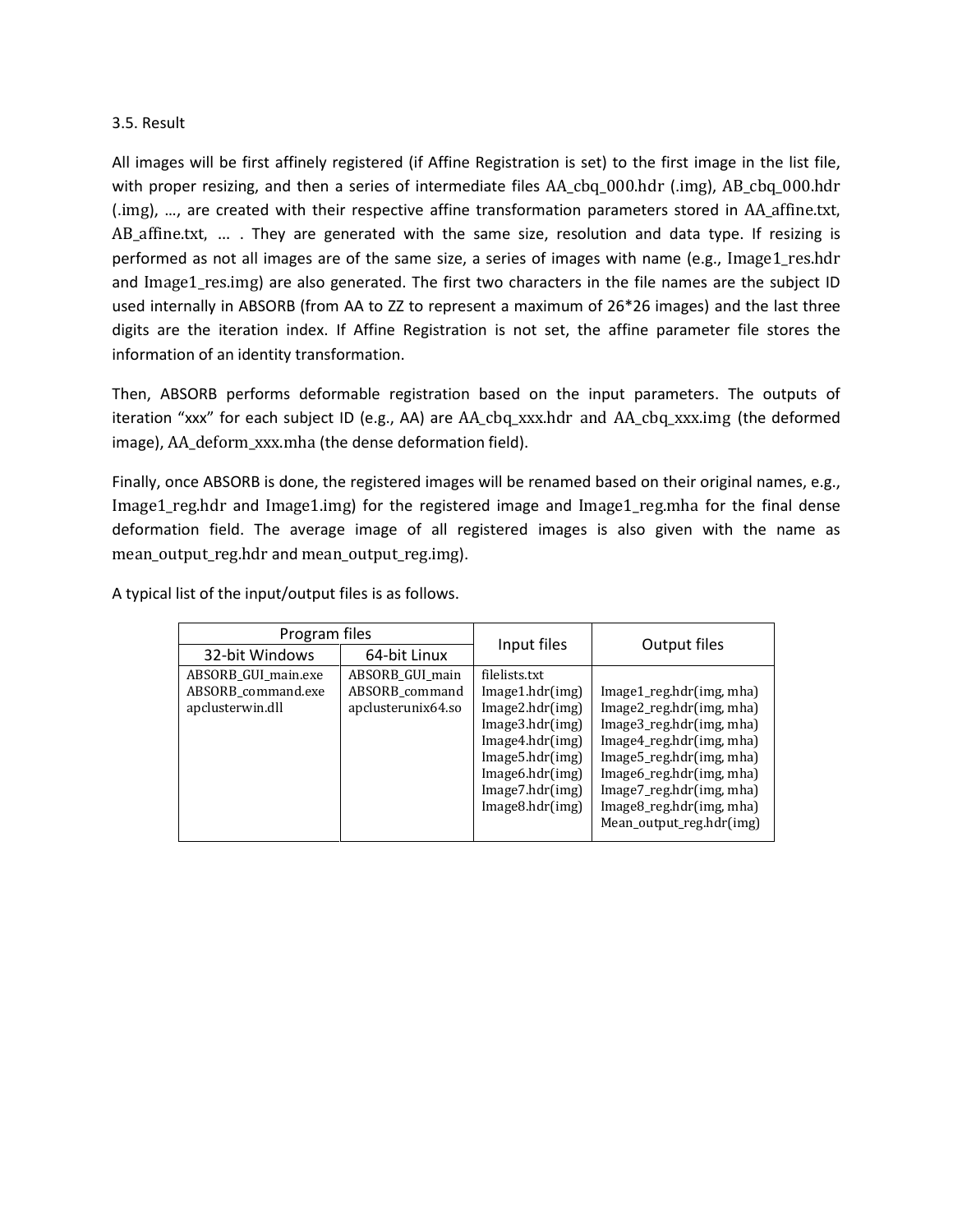### 3.5. Result

All images will be first affinely registered (if Affine Registration is set) to the first image in the list file, with proper resizing, and then a series of intermediate files AA_cbq_000.hdr (.img), AB_cbq_000.hdr (.img), …, are created with their respective affine transformation parameters stored in AA_affine.txt, AB_affine.txt, … . They are generated with the same size, resolution and data type. If resizing is performed as not all images are of the same size, a series of images with name (e.g., Image1_res.hdr and Image1_res.img) are also generated. The first two characters in the file names are the subject ID used internally in ABSORB (from AA to ZZ to represent a maximum of 26*26 images) and the last three digits are the iteration index. If Affine Registration is not set, the affine parameter file stores the information of an identity transformation.

Then, ABSORB performs deformable registration based on the input parameters. The outputs of iteration "xxx" for each subject ID (e.g., AA) are AA_cbq_xxx.hdr and AA_cbq_xxx.img (the deformed image), AA_deform_xxx.mha (the dense deformation field).

Finally, once ABSORB is done, the registered images will be renamed based on their original names, e.g., Image1_reg.hdr and Image1.img) for the registered image and Image1_reg.mha for the final dense deformation field. The average image of all registered images is also given with the name as mean_output_reg.hdr and mean_output_reg.img).

A typical list of the input/output files is as follows.

| Program files | | Input files | Output files |
|---|---|---|---|
| 32-bit Windows | 64-bit Linux | | |
| ABSORB_GUI_main.exe<br>ABSORB_command.exe<br>apclusterwin.dll | ABSORB_GUI_main<br>ABSORB_command<br>apclusterunix64.so | filelists.txt<br>Image1.hdr(img)<br>Image2.hdr(img)<br>Image3.hdr(img)<br>Image4.hdr(img)<br>Image5.hdr(img)<br>Image6.hdr(img)<br>Image7.hdr(img)<br>Image8.hdr(img) | Image1_reg.hdr(img, mha)<br>Image2_reg.hdr(img, mha)<br>Image3_reg.hdr(img, mha)<br>Image4_reg.hdr(img, mha)<br>Image5_reg.hdr(img, mha)<br>Image6_reg.hdr(img, mha)<br>Image7_reg.hdr(img, mha)<br>Image8_reg.hdr(img, mha)<br>Mean_output_reg.hdr(img) |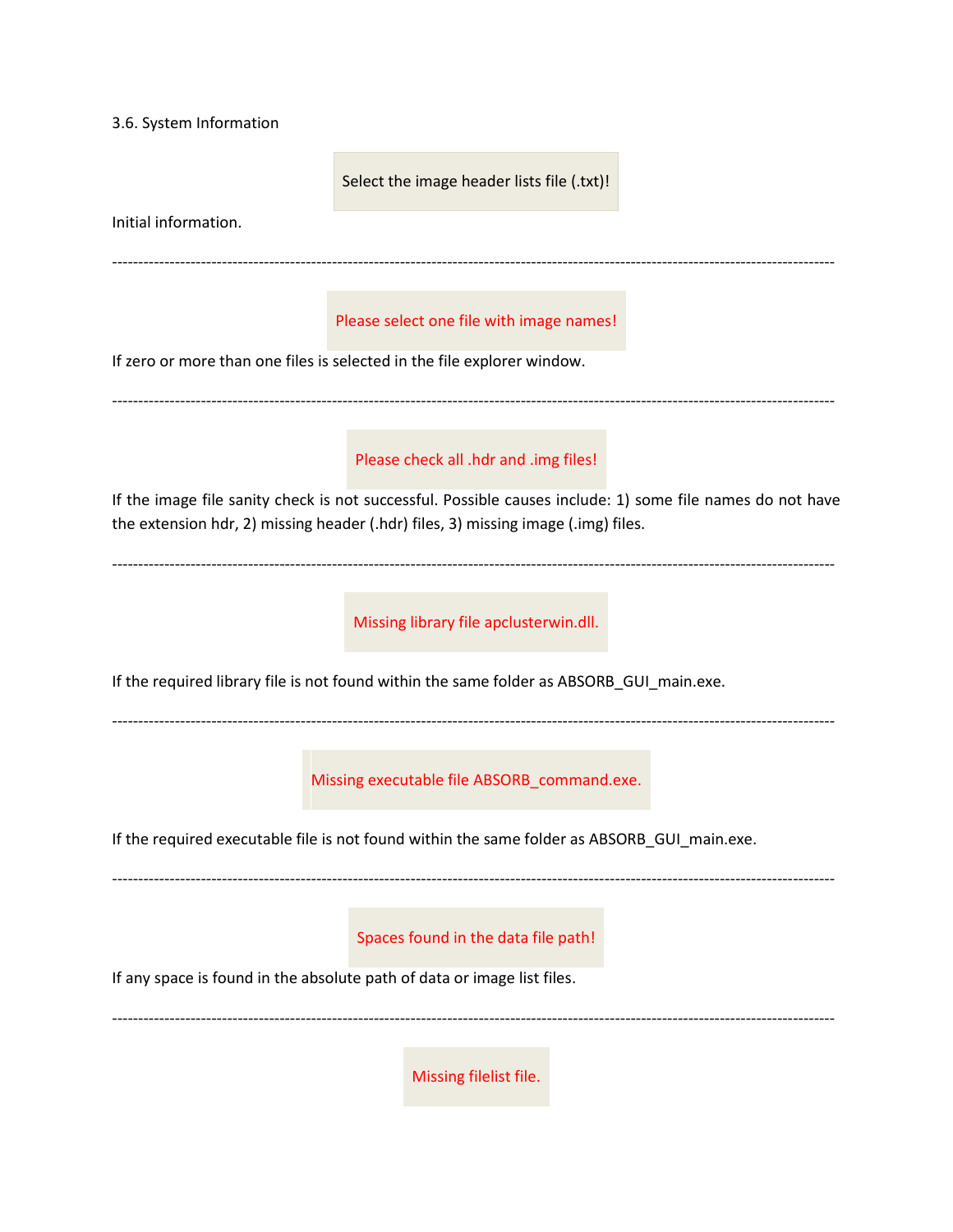3.6. System Information

Select the image header lists file (.txt)!

Initial information.

---

Please select one file with image names!

If zero or more than one files is selected in the file explorer window.

---

Please check all .hdr and .img files!

If the image file sanity check is not successful. Possible causes include: 1) some file names do not have the extension hdr, 2) missing header (.hdr) files, 3) missing image (.img) files.

---

Missing library file apclusterwin.dll.

If the required library file is not found within the same folder as ABSORB_GUI_main.exe.

---

Missing executable file ABSORB_command.exe.

If the required executable file is not found within the same folder as ABSORB_GUI_main.exe.

---

Spaces found in the data file path!

If any space is found in the absolute path of data or image list files.

---

Missing filelist file.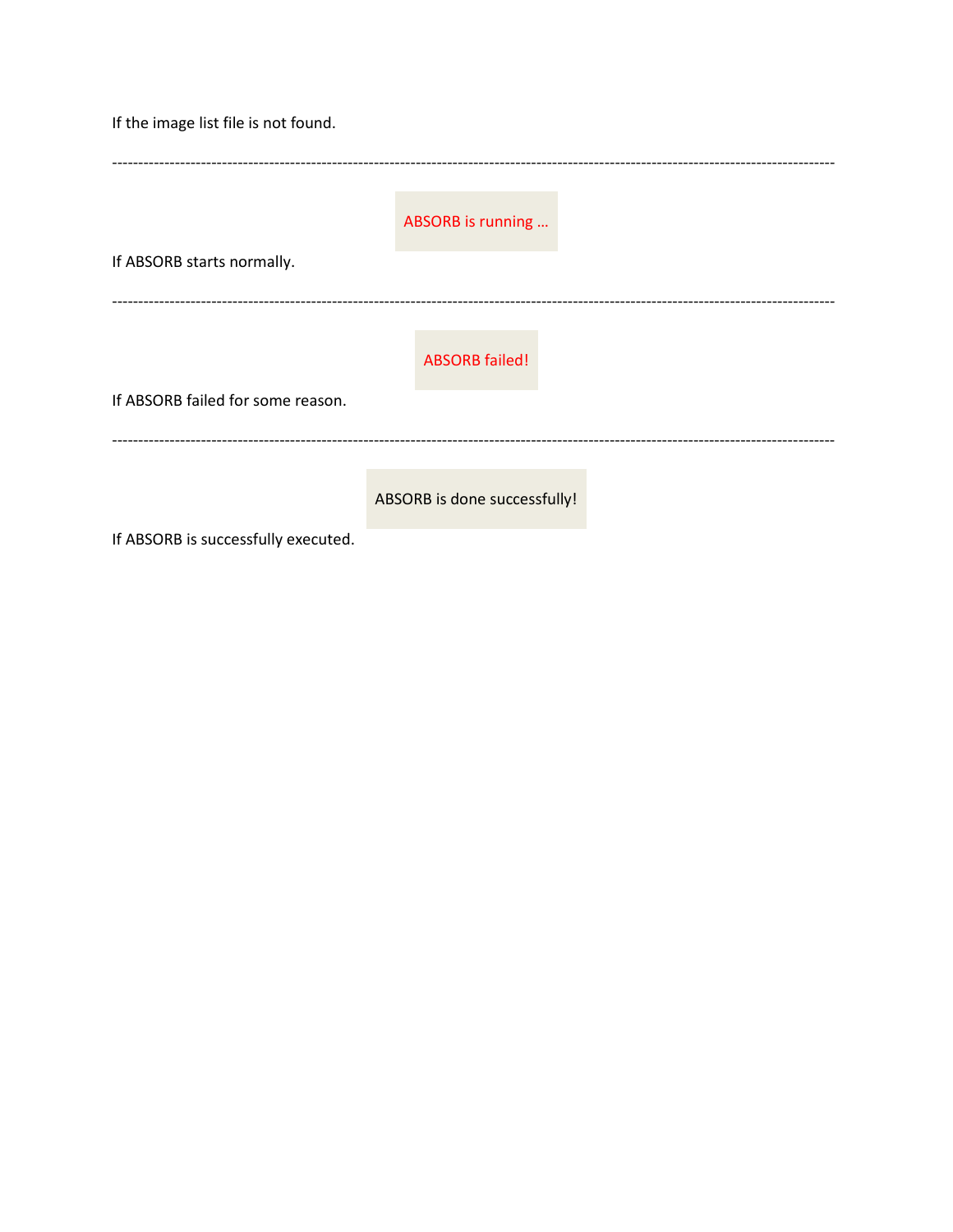If the image list file is not found.

---

ABSORB is running …

If ABSORB starts normally.

---

ABSORB failed!

If ABSORB failed for some reason.

---

ABSORB is done successfully!

If ABSORB is successfully executed.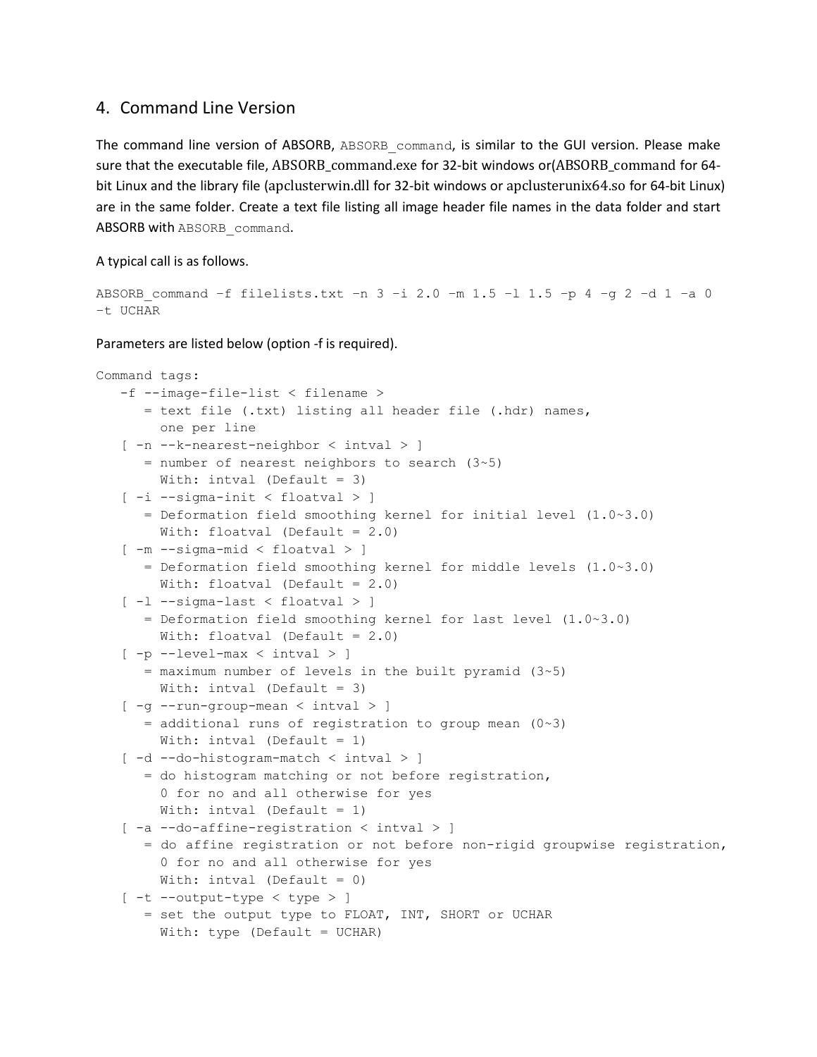## 4. Command Line Version

The command line version of ABSORB, `ABSORB_command`, is similar to the GUI version. Please make sure that the executable file, ABSORB_command.exe for 32-bit windows or(ABSORB_command for 64-bit Linux and the library file (apclusterwin.dll for 32-bit windows or apclusterunix64.so for 64-bit Linux) are in the same folder. Create a text file listing all image header file names in the data folder and start ABSORB with `ABSORB_command`.

A typical call is as follows.

```
ABSORB_command –f filelists.txt –n 3 –i 2.0 –m 1.5 –l 1.5 –p 4 –g 2 –d 1 –a 0
–t UCHAR
```

Parameters are listed below (option -f is required).

```
Command tags:
   -f --image-file-list < filename >
      = text file (.txt) listing all header file (.hdr) names,
        one per line
   [ -n --k-nearest-neighbor < intval > ]
      = number of nearest neighbors to search (3~5)
        With: intval (Default = 3)
   [ -i --sigma-init < floatval > ]
      = Deformation field smoothing kernel for initial level (1.0~3.0)
        With: floatval (Default = 2.0)
   [ -m --sigma-mid < floatval > ]
      = Deformation field smoothing kernel for middle levels (1.0~3.0)
        With: floatval (Default = 2.0)
   [ -l --sigma-last < floatval > ]
      = Deformation field smoothing kernel for last level (1.0~3.0)
        With: floatval (Default = 2.0)
   [ -p --level-max < intval > ]
      = maximum number of levels in the built pyramid (3~5)
        With: intval (Default = 3)
   [ -g --run-group-mean < intval > ]
      = additional runs of registration to group mean (0~3)
        With: intval (Default = 1)
   [ -d --do-histogram-match < intval > ]
      = do histogram matching or not before registration,
        0 for no and all otherwise for yes
        With: intval (Default = 1)
   [ -a --do-affine-registration < intval > ]
      = do affine registration or not before non-rigid groupwise registration,
        0 for no and all otherwise for yes
        With: intval (Default = 0)
   [ -t --output-type < type > ]
      = set the output type to FLOAT, INT, SHORT or UCHAR
        With: type (Default = UCHAR)
```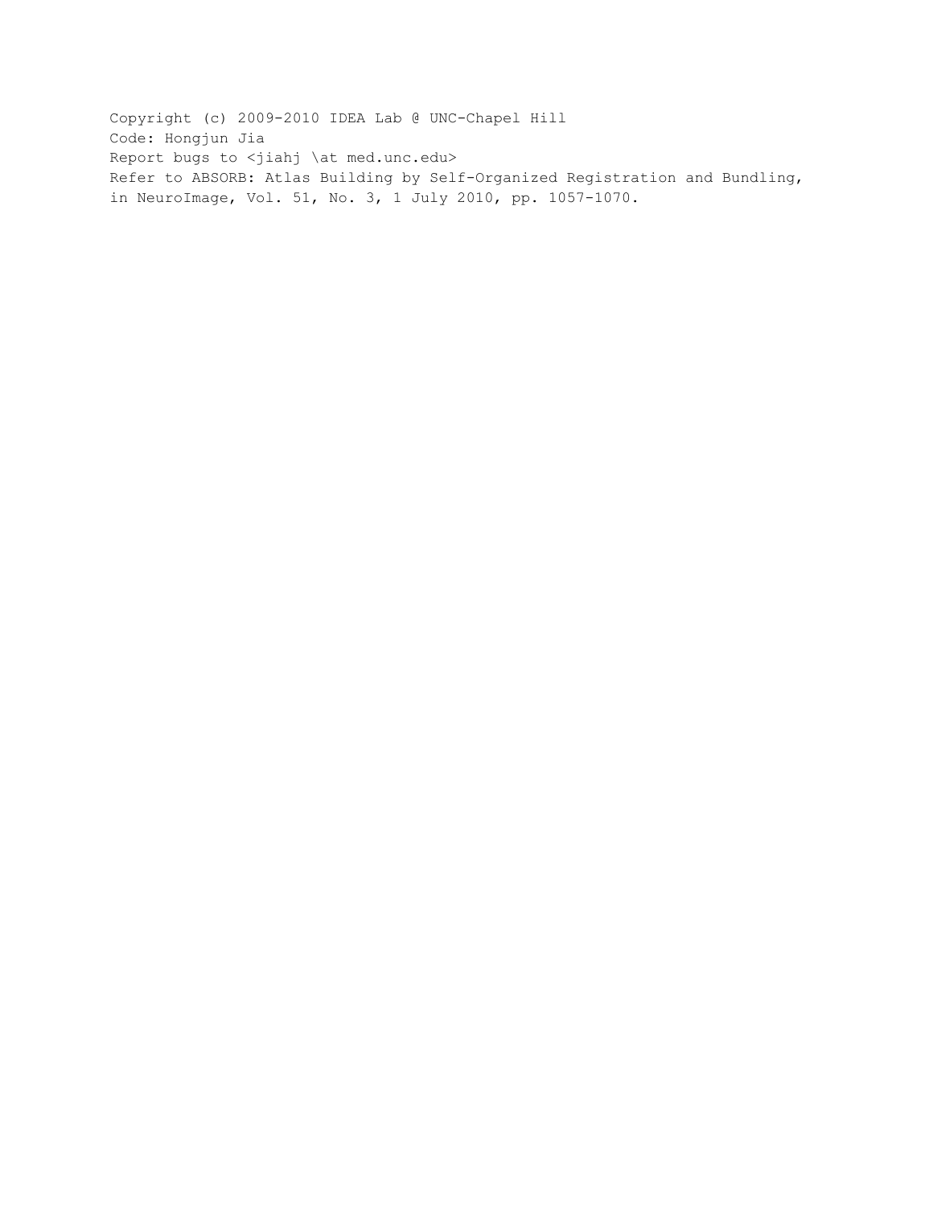Copyright (c) 2009-2010 IDEA Lab @ UNC-Chapel Hill
Code: Hongjun Jia
Report bugs to <jiahj \at med.unc.edu>
Refer to ABSORB: Atlas Building by Self-Organized Registration and Bundling, in NeuroImage, Vol. 51, No. 3, 1 July 2010, pp. 1057-1070.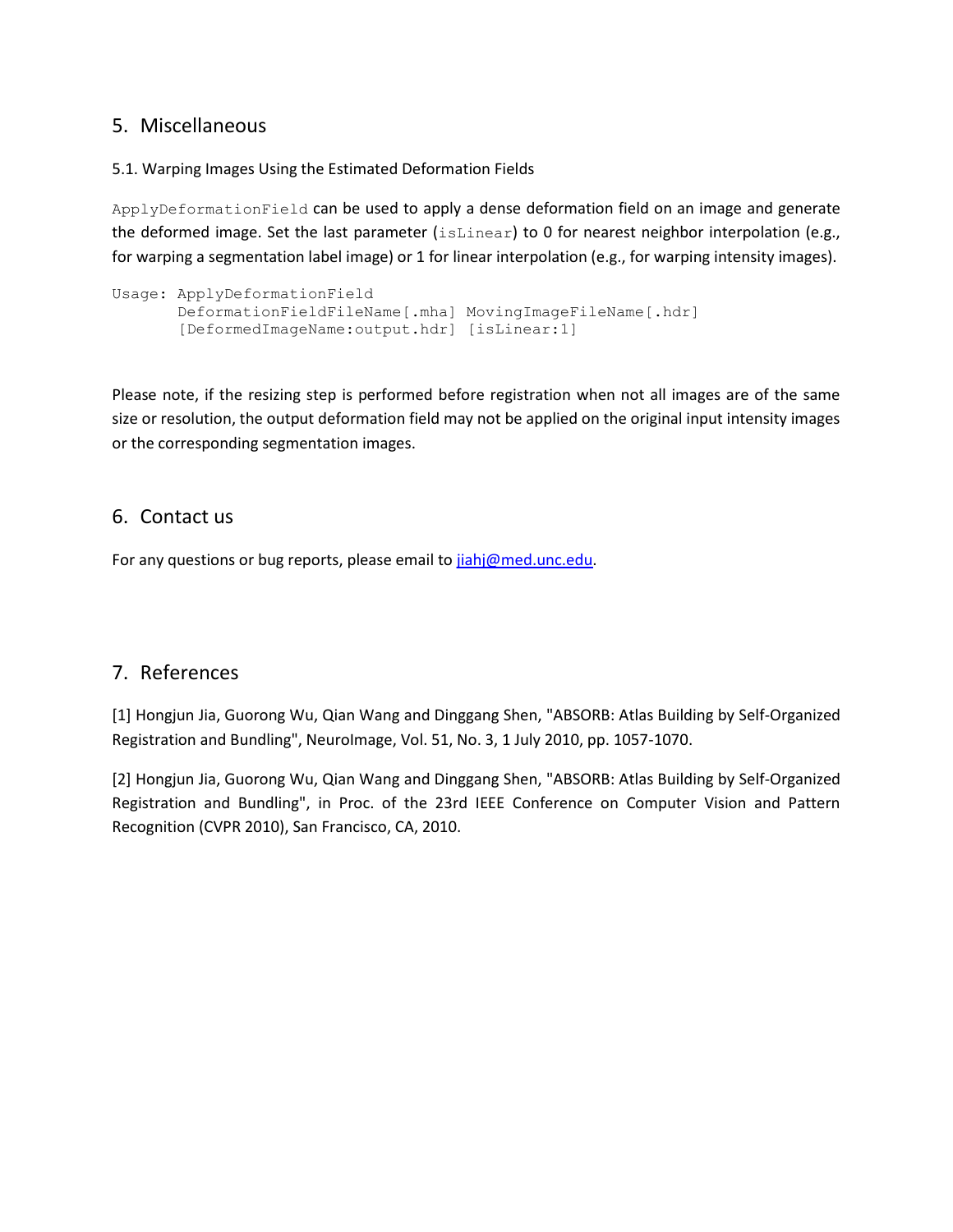## 5. Miscellaneous

### 5.1. Warping Images Using the Estimated Deformation Fields

`ApplyDeformationField` can be used to apply a dense deformation field on an image and generate the deformed image. Set the last parameter (`isLinear`) to 0 for nearest neighbor interpolation (e.g., for warping a segmentation label image) or 1 for linear interpolation (e.g., for warping intensity images).

```
Usage: ApplyDeformationField
       DeformationFieldFileName[.mha] MovingImageFileName[.hdr]
       [DeformedImageName:output.hdr] [isLinear:1]
```

Please note, if the resizing step is performed before registration when not all images are of the same size or resolution, the output deformation field may not be applied on the original input intensity images or the corresponding segmentation images.

## 6. Contact us

For any questions or bug reports, please email to jiahj@med.unc.edu.

## 7. References

[1] Hongjun Jia, Guorong Wu, Qian Wang and Dinggang Shen, "ABSORB: Atlas Building by Self-Organized Registration and Bundling", NeuroImage, Vol. 51, No. 3, 1 July 2010, pp. 1057-1070.

[2] Hongjun Jia, Guorong Wu, Qian Wang and Dinggang Shen, "ABSORB: Atlas Building by Self-Organized Registration and Bundling", in Proc. of the 23rd IEEE Conference on Computer Vision and Pattern Recognition (CVPR 2010), San Francisco, CA, 2010.